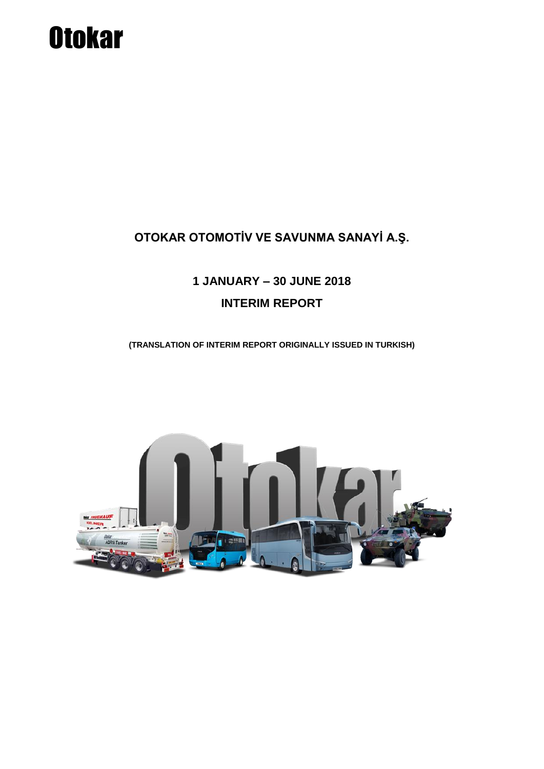Otokar

# OTOKAR OTOMOTİV VE SAVUNMA SANAYİ A.Ş.

## 1 JANUARY – 30 JUNE 2018

## INTERIM REPORT

**(TRANSLATION OF INTERIM REPORT ORIGINALLY ISSUED IN TURKISH)**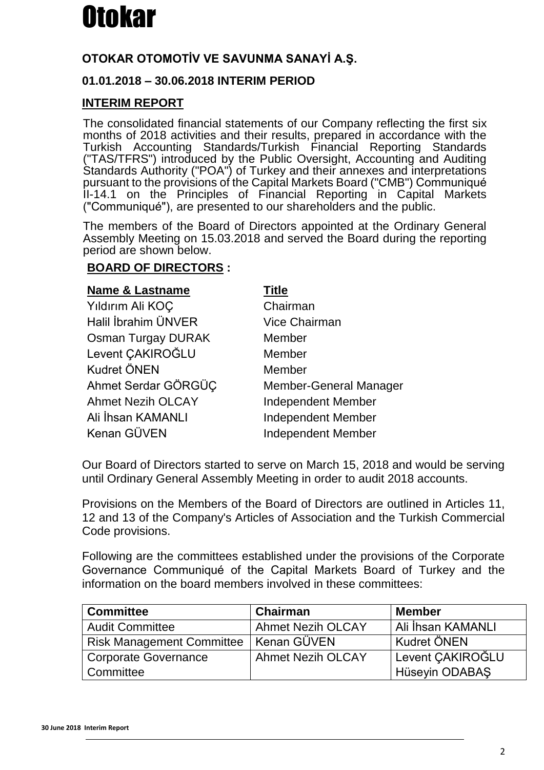# Otokar

## OTOKAR OTOMOTİV VE SAVUNMA SANAYİ A.Ş.

## 01.01.2018 – 30.06.2018 INTERIM PERIOD

## INTERIM REPORT

The consolidated financial statements of our Company reflecting the first six months of 2018 activities and their results, prepared in accordance with the Turkish Accounting Standards/Turkish Financial Reporting Standards ("TAS/TFRS") introduced by the Public Oversight, Accounting and Auditing Standards Authority ("POA") of Turkey and their annexes and interpretations pursuant to the provisions of the Capital Markets Board ("CMB") Communiqué II-14.1 on the Principles of Financial Reporting in Capital Markets ("Communiqué"), are presented to our shareholders and the public.

The members of the Board of Directors appointed at the Ordinary General Assembly Meeting on 15.03.2018 and served the Board during the reporting period are shown below.

**BOARD OF DIRECTORS :**

| Name & Lastname | Title |
|---|---|
| Yıldırım Ali KOÇ | Chairman |
| Halil İbrahim ÜNVER | Vice Chairman |
| Osman Turgay DURAK | Member |
| Levent ÇAKIROĞLU | Member |
| Kudret ÖNEN | Member |
| Ahmet Serdar GÖRGÜÇ | Member-General Manager |
| Ahmet Nezih OLCAY | Independent Member |
| Ali İhsan KAMANLI | Independent Member |
| Kenan GÜVEN | Independent Member |

Our Board of Directors started to serve on March 15, 2018 and would be serving until Ordinary General Assembly Meeting in order to audit 2018 accounts.

Provisions on the Members of the Board of Directors are outlined in Articles 11, 12 and 13 of the Company's Articles of Association and the Turkish Commercial Code provisions.

Following are the committees established under the provisions of the Corporate Governance Communiqué of the Capital Markets Board of Turkey and the information on the board members involved in these committees:

| Committee | Chairman | Member |
|---|---|---|
| Audit Committee | Ahmet Nezih OLCAY | Ali İhsan KAMANLI |
| Risk Management Committee | Kenan GÜVEN | Kudret ÖNEN |
| Corporate Governance Committee | Ahmet Nezih OLCAY | Levent ÇAKIROĞLU<br>Hüseyin ODABAŞ |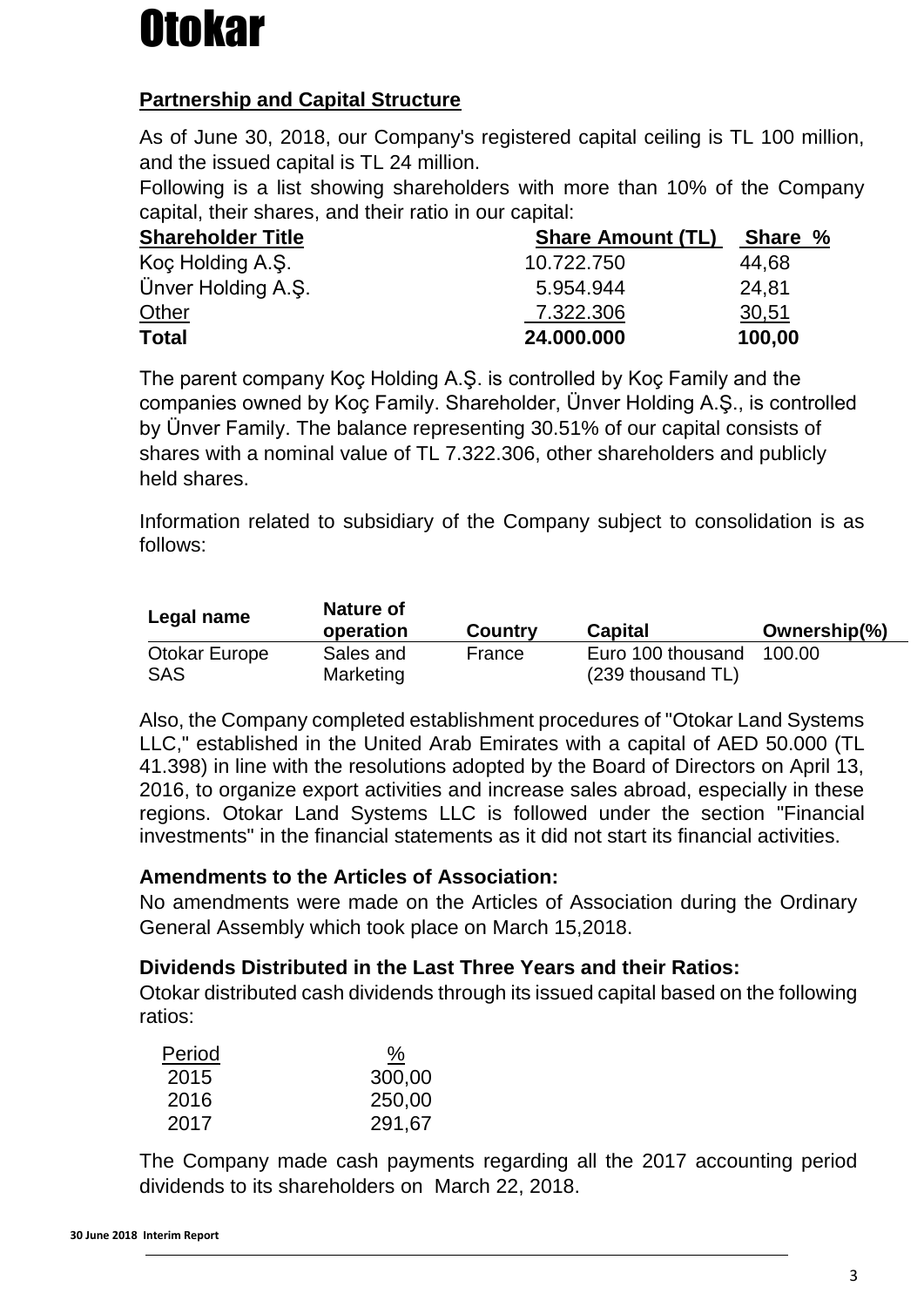# Otokar

## Partnership and Capital Structure

As of June 30, 2018, our Company's registered capital ceiling is TL 100 million, and the issued capital is TL 24 million.

Following is a list showing shareholders with more than 10% of the Company capital, their shares, and their ratio in our capital:

| Shareholder Title | Share Amount (TL) | Share % |
|---|---|---|
| Koç Holding A.Ş. | 10.722.750 | 44,68 |
| Ünver Holding A.Ş. | 5.954.944 | 24,81 |
| Other | 7.322.306 | 30,51 |
| **Total** | **24.000.000** | **100,00** |

The parent company Koç Holding A.Ş. is controlled by Koç Family and the companies owned by Koç Family. Shareholder, Ünver Holding A.Ş., is controlled by Ünver Family. The balance representing 30.51% of our capital consists of shares with a nominal value of TL 7.322.306, other shareholders and publicly held shares.

Information related to subsidiary of the Company subject to consolidation is as follows:

| Legal name | Nature of operation | Country | Capital | Ownership(%) |
|---|---|---|---|---|
| Otokar Europe SAS | Sales and Marketing | France | Euro 100 thousand (239 thousand TL) | 100.00 |

Also, the Company completed establishment procedures of "Otokar Land Systems LLC," established in the United Arab Emirates with a capital of AED 50.000 (TL 41.398) in line with the resolutions adopted by the Board of Directors on April 13, 2016, to organize export activities and increase sales abroad, especially in these regions. Otokar Land Systems LLC is followed under the section "Financial investments" in the financial statements as it did not start its financial activities.

### Amendments to the Articles of Association:

No amendments were made on the Articles of Association during the Ordinary General Assembly which took place on March 15,2018.

### Dividends Distributed in the Last Three Years and their Ratios:

Otokar distributed cash dividends through its issued capital based on the following ratios:

| Period | % |
|---|---|
| 2015 | 300,00 |
| 2016 | 250,00 |
| 2017 | 291,67 |

The Company made cash payments regarding all the 2017 accounting period dividends to its shareholders on March 22, 2018.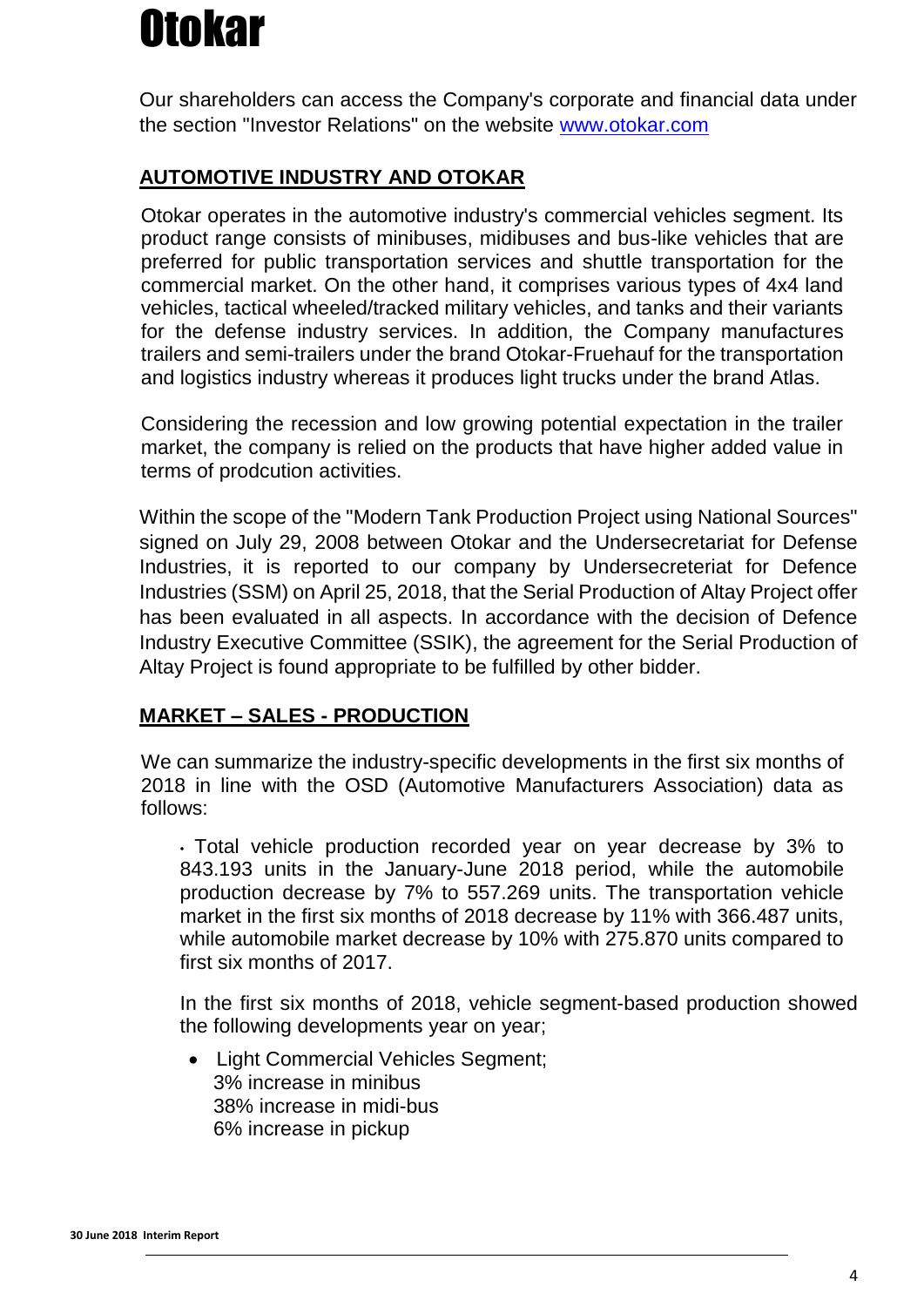# Otokar

Our shareholders can access the Company's corporate and financial data under the section "Investor Relations" on the website [www.otokar.com](http://www.otokar.com)

## AUTOMOTIVE INDUSTRY AND OTOKAR

Otokar operates in the automotive industry's commercial vehicles segment. Its product range consists of minibuses, midibuses and bus-like vehicles that are preferred for public transportation services and shuttle transportation for the commercial market. On the other hand, it comprises various types of 4x4 land vehicles, tactical wheeled/tracked military vehicles, and tanks and their variants for the defense industry services. In addition, the Company manufactures trailers and semi-trailers under the brand Otokar-Fruehauf for the transportation and logistics industry whereas it produces light trucks under the brand Atlas.

Considering the recession and low growing potential expectation in the trailer market, the company is relied on the products that have higher added value in terms of prodcution activities.

Within the scope of the "Modern Tank Production Project using National Sources" signed on July 29, 2008 between Otokar and the Undersecretariat for Defense Industries, it is reported to our company by Undersecreteriat for Defence Industries (SSM) on April 25, 2018, that the Serial Production of Altay Project offer has been evaluated in all aspects. In accordance with the decision of Defence Industry Executive Committee (SSIK), the agreement for the Serial Production of Altay Project is found appropriate to be fulfilled by other bidder.

## MARKET – SALES - PRODUCTION

We can summarize the industry-specific developments in the first six months of 2018 in line with the OSD (Automotive Manufacturers Association) data as follows:

- Total vehicle production recorded year on year decrease by 3% to 843.193 units in the January-June 2018 period, while the automobile production decrease by 7% to 557.269 units. The transportation vehicle market in the first six months of 2018 decrease by 11% with 366.487 units, while automobile market decrease by 10% with 275.870 units compared to first six months of 2017.

In the first six months of 2018, vehicle segment-based production showed the following developments year on year;

- Light Commercial Vehicles Segment;
  3% increase in minibus
  38% increase in midi-bus
  6% increase in pickup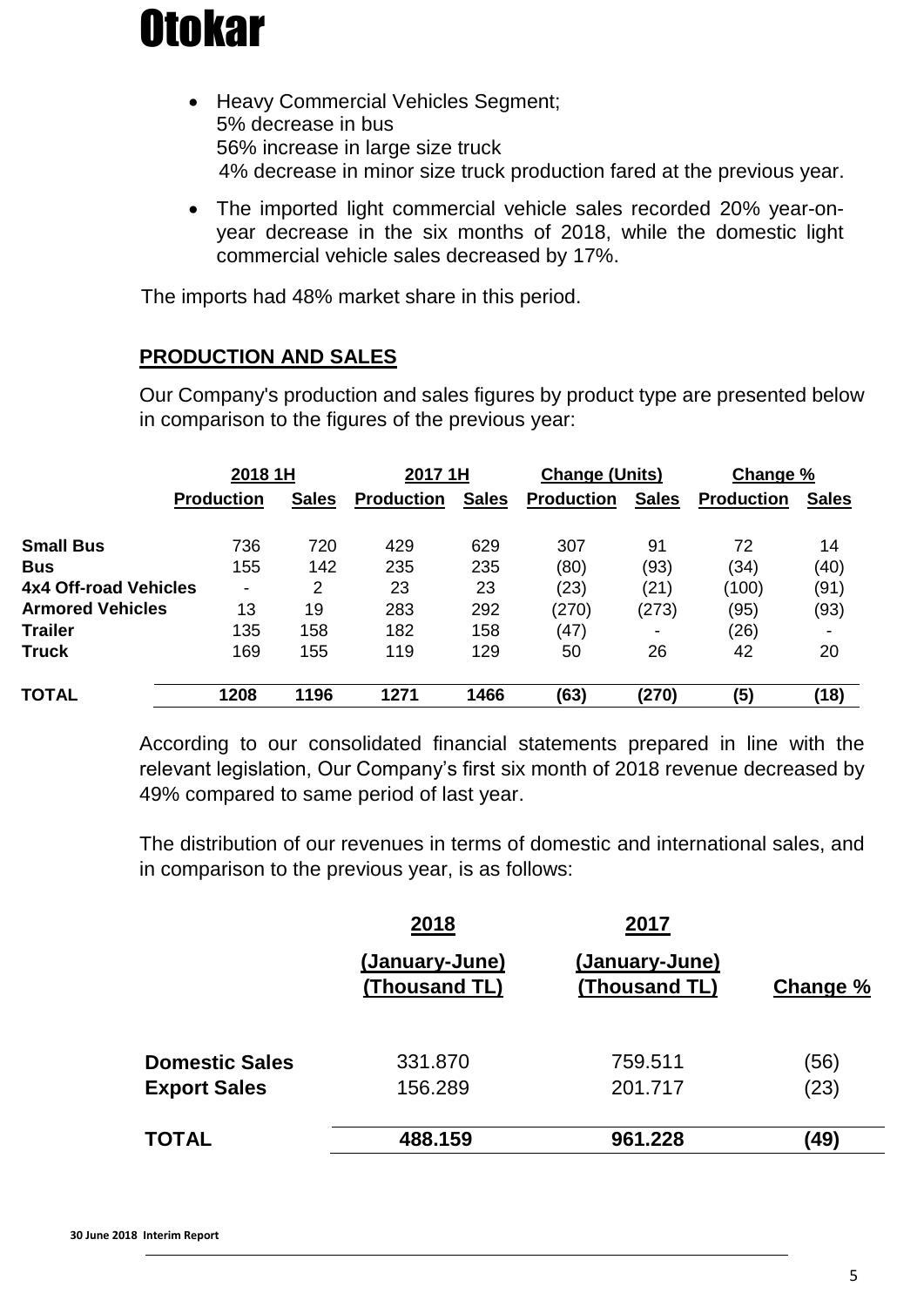- Heavy Commercial Vehicles Segment;
  5% decrease in bus
  56% increase in large size truck
  4% decrease in minor size truck production fared at the previous year.
- The imported light commercial vehicle sales recorded 20% year-on-year decrease in the six months of 2018, while the domestic light commercial vehicle sales decreased by 17%.

The imports had 48% market share in this period.

## PRODUCTION AND SALES

Our Company's production and sales figures by product type are presented below in comparison to the figures of the previous year:

| | 2018 1H | | 2017 1H | | Change (Units) | | Change % | |
|---|---|---|---|---|---|---|---|---|
| | **Production** | **Sales** | **Production** | **Sales** | **Production** | **Sales** | **Production** | **Sales** |
| **Small Bus** | 736 | 720 | 429 | 629 | 307 | 91 | 72 | 14 |
| **Bus** | 155 | 142 | 235 | 235 | (80) | (93) | (34) | (40) |
| **4x4 Off-road Vehicles** | - | 2 | 23 | 23 | (23) | (21) | (100) | (91) |
| **Armored Vehicles** | 13 | 19 | 283 | 292 | (270) | (273) | (95) | (93) |
| **Trailer** | 135 | 158 | 182 | 158 | (47) | - | (26) | - |
| **Truck** | 169 | 155 | 119 | 129 | 50 | 26 | 42 | 20 |
| **TOTAL** | **1208** | **1196** | **1271** | **1466** | **(63)** | **(270)** | **(5)** | **(18)** |

According to our consolidated financial statements prepared in line with the relevant legislation, Our Company's first six month of 2018 revenue decreased by 49% compared to same period of last year.

The distribution of our revenues in terms of domestic and international sales, and in comparison to the previous year, is as follows:

| | 2018 (January-June) (Thousand TL) | 2017 (January-June) (Thousand TL) | Change % |
|---|---|---|---|
| **Domestic Sales** | 331.870 | 759.511 | (56) |
| **Export Sales** | 156.289 | 201.717 | (23) |
| **TOTAL** | **488.159** | **961.228** | **(49)** |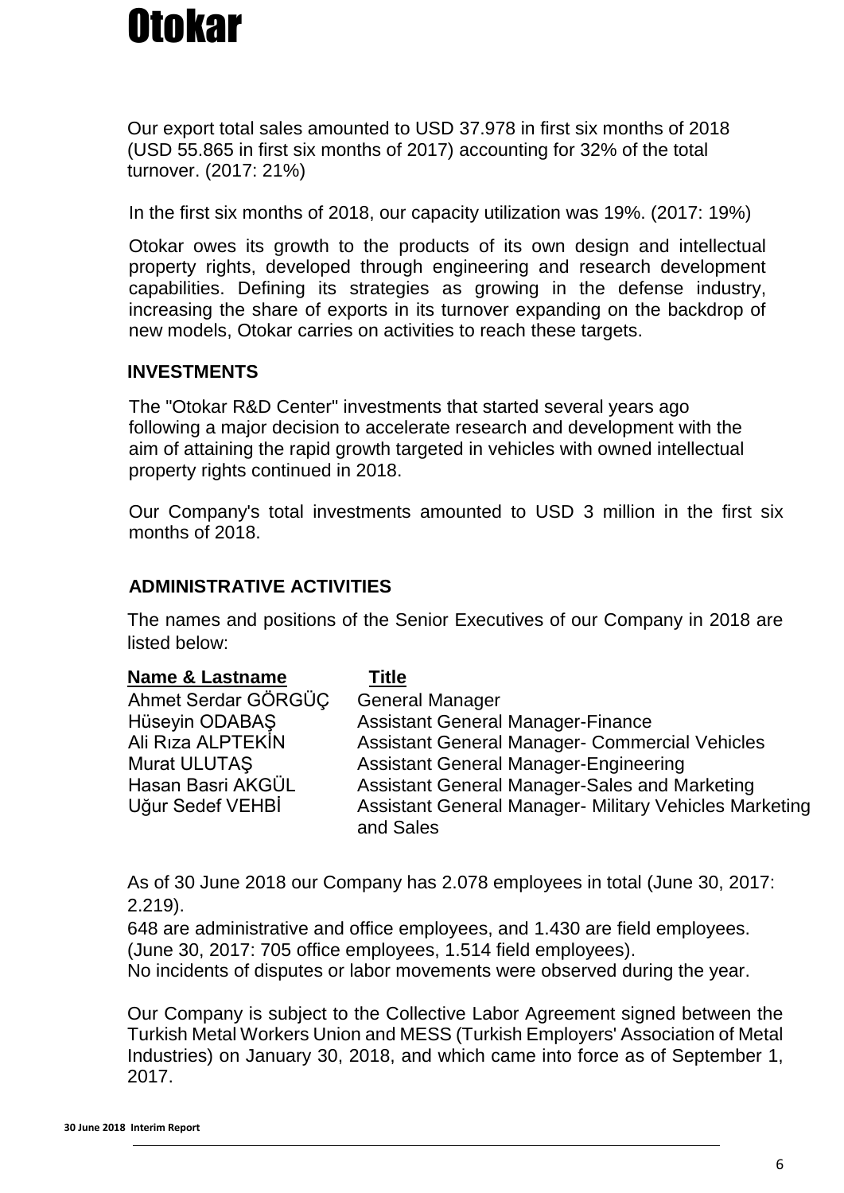Our export total sales amounted to USD 37.978 in first six months of 2018 (USD 55.865 in first six months of 2017) accounting for 32% of the total turnover. (2017: 21%)

In the first six months of 2018, our capacity utilization was 19%. (2017: 19%)

Otokar owes its growth to the products of its own design and intellectual property rights, developed through engineering and research development capabilities. Defining its strategies as growing in the defense industry, increasing the share of exports in its turnover expanding on the backdrop of new models, Otokar carries on activities to reach these targets.

## INVESTMENTS

The "Otokar R&D Center" investments that started several years ago following a major decision to accelerate research and development with the aim of attaining the rapid growth targeted in vehicles with owned intellectual property rights continued in 2018.

Our Company's total investments amounted to USD 3 million in the first six months of 2018.

## ADMINISTRATIVE ACTIVITIES

The names and positions of the Senior Executives of our Company in 2018 are listed below:

| Name & Lastname | Title |
|---|---|
| Ahmet Serdar GÖRGÜÇ | General Manager |
| Hüseyin ODABAŞ | Assistant General Manager-Finance |
| Ali Rıza ALPTEKİN | Assistant General Manager- Commercial Vehicles |
| Murat ULUTAŞ | Assistant General Manager-Engineering |
| Hasan Basri AKGÜL | Assistant General Manager-Sales and Marketing |
| Uğur Sedef VEHBİ | Assistant General Manager- Military Vehicles Marketing and Sales |

As of 30 June 2018 our Company has 2.078 employees in total (June 30, 2017: 2.219).
648 are administrative and office employees, and 1.430 are field employees. (June 30, 2017: 705 office employees, 1.514 field employees).
No incidents of disputes or labor movements were observed during the year.

Our Company is subject to the Collective Labor Agreement signed between the Turkish Metal Workers Union and MESS (Turkish Employers' Association of Metal Industries) on January 30, 2018, and which came into force as of September 1, 2017.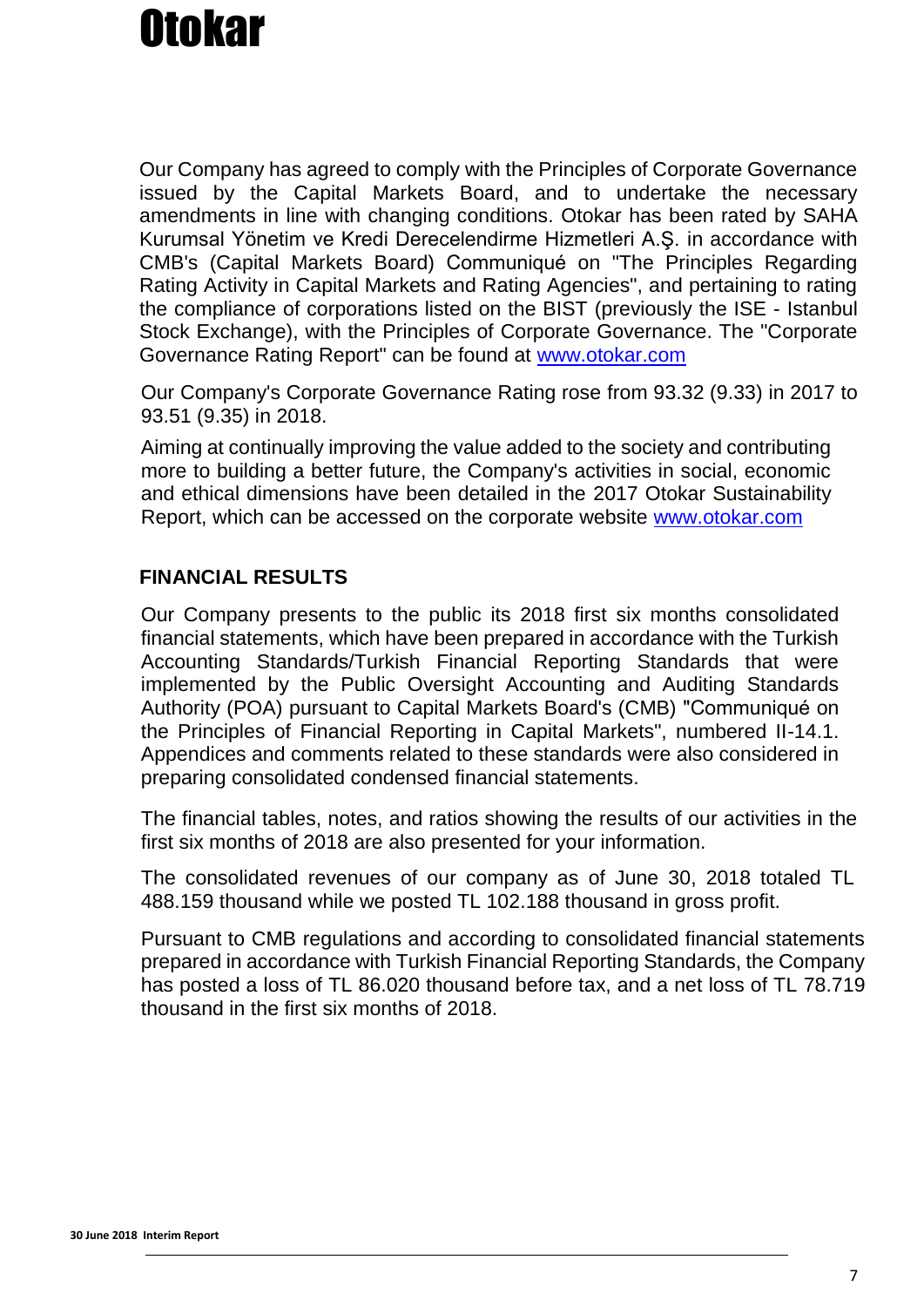Our Company has agreed to comply with the Principles of Corporate Governance issued by the Capital Markets Board, and to undertake the necessary amendments in line with changing conditions. Otokar has been rated by SAHA Kurumsal Yönetim ve Kredi Derecelendirme Hizmetleri A.Ş. in accordance with CMB's (Capital Markets Board) Communiqué on "The Principles Regarding Rating Activity in Capital Markets and Rating Agencies", and pertaining to rating the compliance of corporations listed on the BIST (previously the ISE - Istanbul Stock Exchange), with the Principles of Corporate Governance. The "Corporate Governance Rating Report" can be found at www.otokar.com

Our Company's Corporate Governance Rating rose from 93.32 (9.33) in 2017 to 93.51 (9.35) in 2018.

Aiming at continually improving the value added to the society and contributing more to building a better future, the Company's activities in social, economic and ethical dimensions have been detailed in the 2017 Otokar Sustainability Report, which can be accessed on the corporate website www.otokar.com

## FINANCIAL RESULTS

Our Company presents to the public its 2018 first six months consolidated financial statements, which have been prepared in accordance with the Turkish Accounting Standards/Turkish Financial Reporting Standards that were implemented by the Public Oversight Accounting and Auditing Standards Authority (POA) pursuant to Capital Markets Board's (CMB) "Communiqué on the Principles of Financial Reporting in Capital Markets", numbered II-14.1. Appendices and comments related to these standards were also considered in preparing consolidated condensed financial statements.

The financial tables, notes, and ratios showing the results of our activities in the first six months of 2018 are also presented for your information.

The consolidated revenues of our company as of June 30, 2018 totaled TL 488.159 thousand while we posted TL 102.188 thousand in gross profit.

Pursuant to CMB regulations and according to consolidated financial statements prepared in accordance with Turkish Financial Reporting Standards, the Company has posted a loss of TL 86.020 thousand before tax, and a net loss of TL 78.719 thousand in the first six months of 2018.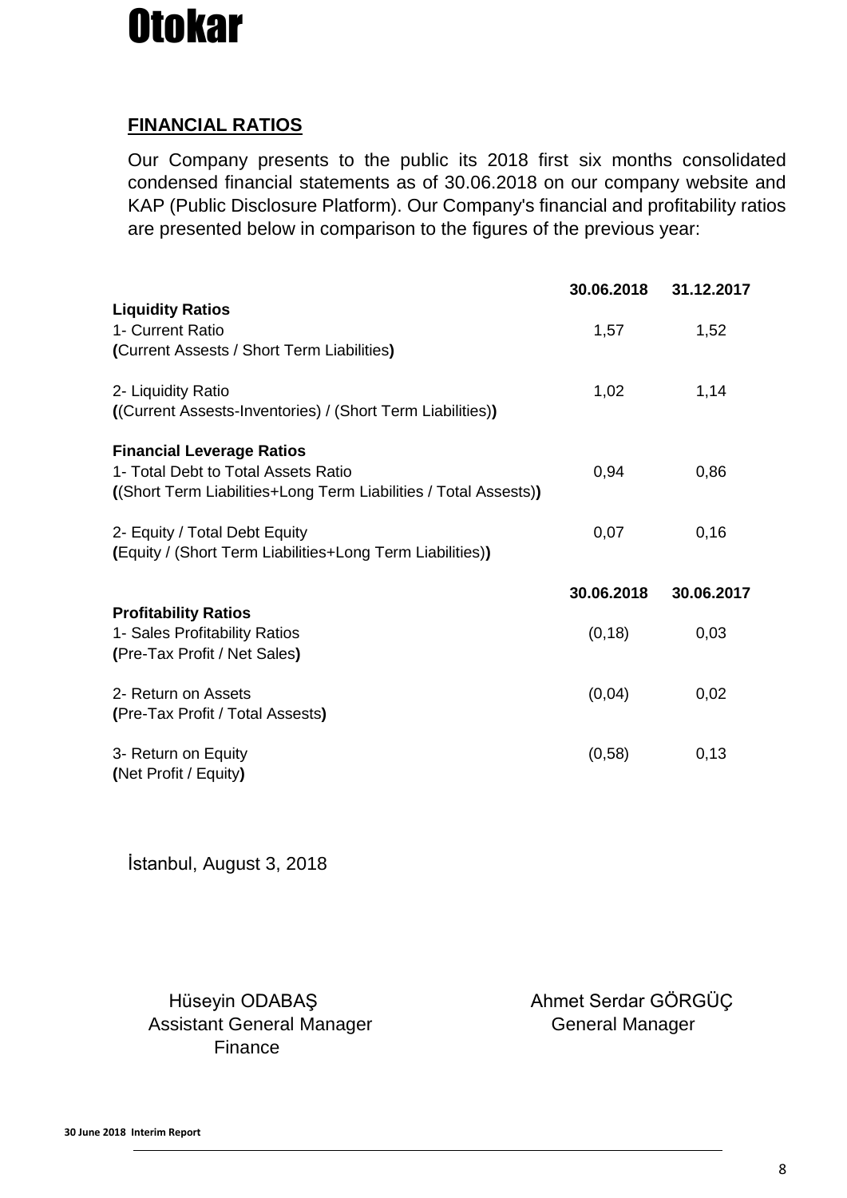# Otokar

## FINANCIAL RATIOS

Our Company presents to the public its 2018 first six months consolidated condensed financial statements as of 30.06.2018 on our company website and KAP (Public Disclosure Platform). Our Company's financial and profitability ratios are presented below in comparison to the figures of the previous year:

| | 30.06.2018 | 31.12.2017 |
|---|---|---|
| **Liquidity Ratios** | | |
| 1- Current Ratio | 1,57 | 1,52 |
| **(**Current Assests / Short Term Liabilities**)** | | |
| 2- Liquidity Ratio | 1,02 | 1,14 |
| **(**(Current Assests-Inventories) / (Short Term Liabilities)**)** | | |
| **Financial Leverage Ratios** | | |
| 1- Total Debt to Total Assets Ratio | 0,94 | 0,86 |
| **(**(Short Term Liabilities+Long Term Liabilities / Total Assets)**)** | | |
| 2- Equity / Total Debt Equity | 0,07 | 0,16 |
| **(**Equity / (Short Term Liabilities+Long Term Liabilities)**)** | | |

| | 30.06.2018 | 30.06.2017 |
|---|---|---|
| **Profitability Ratios** | | |
| 1- Sales Profitability Ratios | (0,18) | 0,03 |
| **(**Pre-Tax Profit / Net Sales**)** | | |
| 2- Return on Assets | (0,04) | 0,02 |
| **(**Pre-Tax Profit / Total Assests**)** | | |
| 3- Return on Equity | (0,58) | 0,13 |
| **(**Net Profit / Equity**)** | | |

İstanbul, August 3, 2018

Hüseyin ODABAŞ
Assistant General Manager
Finance

Ahmet Serdar GÖRGÜÇ
General Manager